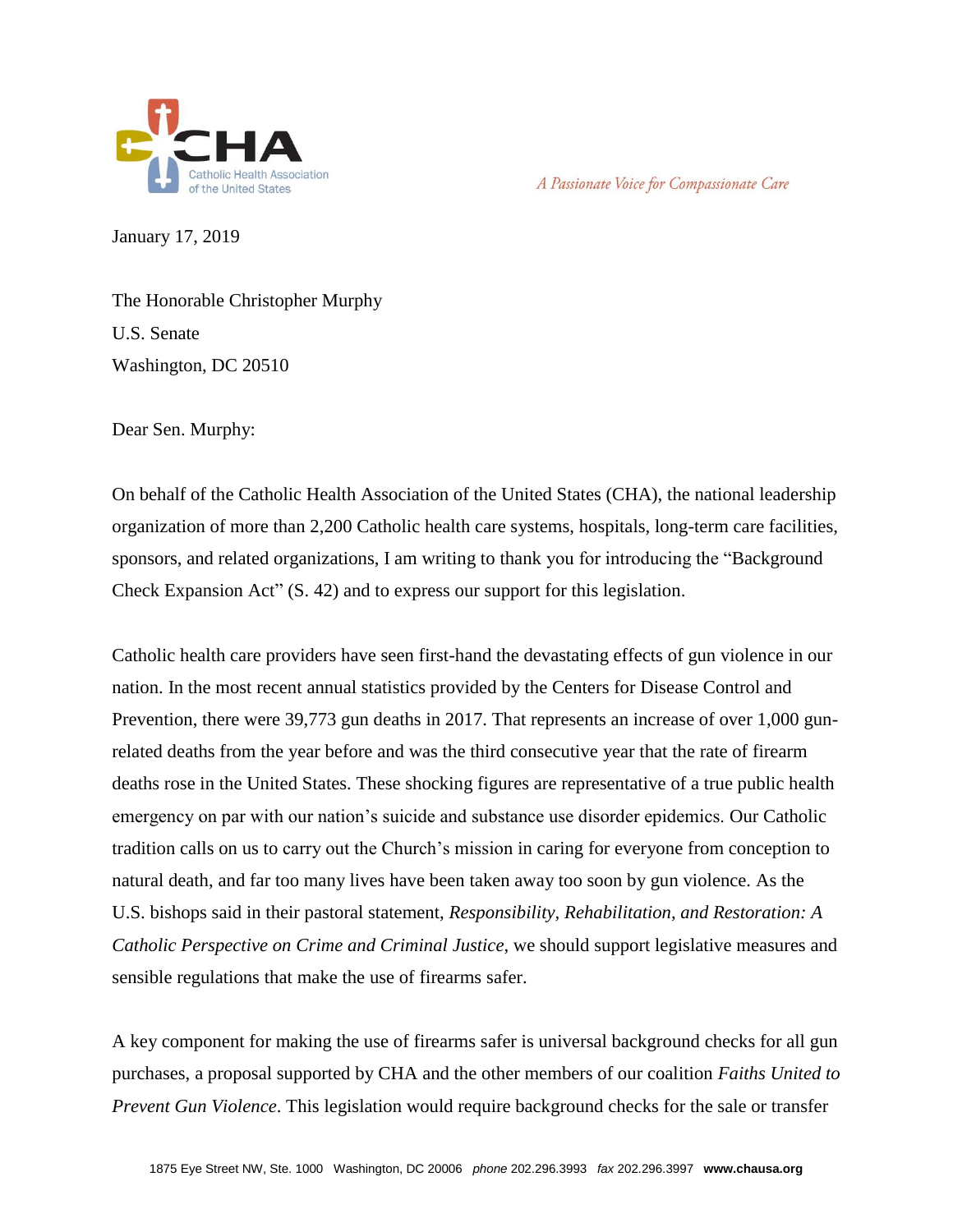CHA Catholic Health Association of the United States

*A Passionate Voice for Compassionate Care*

January 17, 2019

The Honorable Christopher Murphy
U.S. Senate
Washington, DC 20510

Dear Sen. Murphy:

On behalf of the Catholic Health Association of the United States (CHA), the national leadership organization of more than 2,200 Catholic health care systems, hospitals, long-term care facilities, sponsors, and related organizations, I am writing to thank you for introducing the "Background Check Expansion Act" (S. 42) and to express our support for this legislation.

Catholic health care providers have seen first-hand the devastating effects of gun violence in our nation. In the most recent annual statistics provided by the Centers for Disease Control and Prevention, there were 39,773 gun deaths in 2017. That represents an increase of over 1,000 gun-related deaths from the year before and was the third consecutive year that the rate of firearm deaths rose in the United States. These shocking figures are representative of a true public health emergency on par with our nation's suicide and substance use disorder epidemics. Our Catholic tradition calls on us to carry out the Church's mission in caring for everyone from conception to natural death, and far too many lives have been taken away too soon by gun violence. As the U.S. bishops said in their pastoral statement, *Responsibility, Rehabilitation, and Restoration: A Catholic Perspective on Crime and Criminal Justice*, we should support legislative measures and sensible regulations that make the use of firearms safer.

A key component for making the use of firearms safer is universal background checks for all gun purchases, a proposal supported by CHA and the other members of our coalition *Faiths United to Prevent Gun Violence*. This legislation would require background checks for the sale or transfer

1875 Eye Street NW, Ste. 1000 Washington, DC 20006 *phone* 202.296.3993 *fax* 202.296.3997 **www.chausa.org**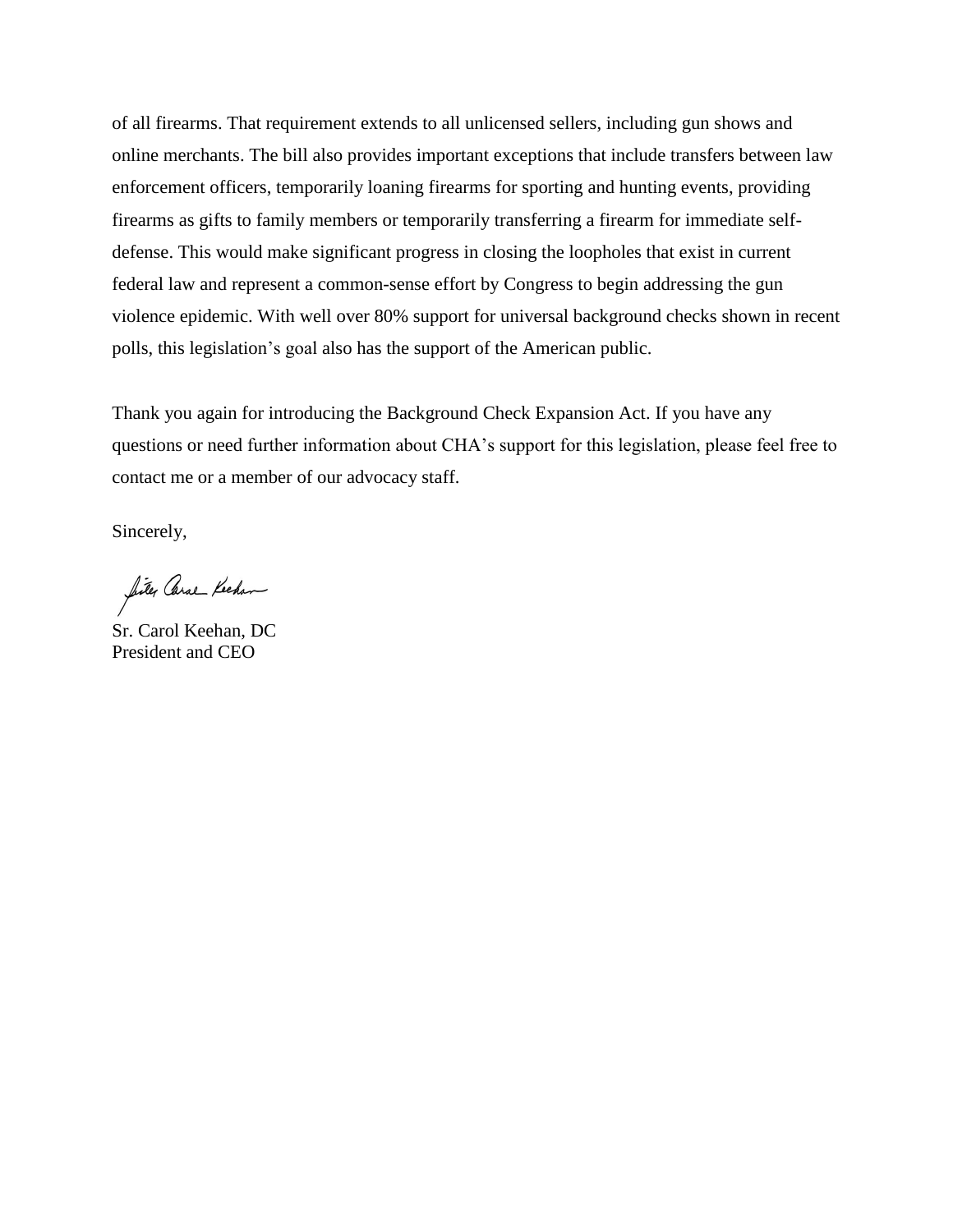of all firearms. That requirement extends to all unlicensed sellers, including gun shows and online merchants. The bill also provides important exceptions that include transfers between law enforcement officers, temporarily loaning firearms for sporting and hunting events, providing firearms as gifts to family members or temporarily transferring a firearm for immediate self-defense. This would make significant progress in closing the loopholes that exist in current federal law and represent a common-sense effort by Congress to begin addressing the gun violence epidemic. With well over 80% support for universal background checks shown in recent polls, this legislation's goal also has the support of the American public.

Thank you again for introducing the Background Check Expansion Act. If you have any questions or need further information about CHA's support for this legislation, please feel free to contact me or a member of our advocacy staff.

Sincerely,

Sister Carol Keehan

Sr. Carol Keehan, DC
President and CEO